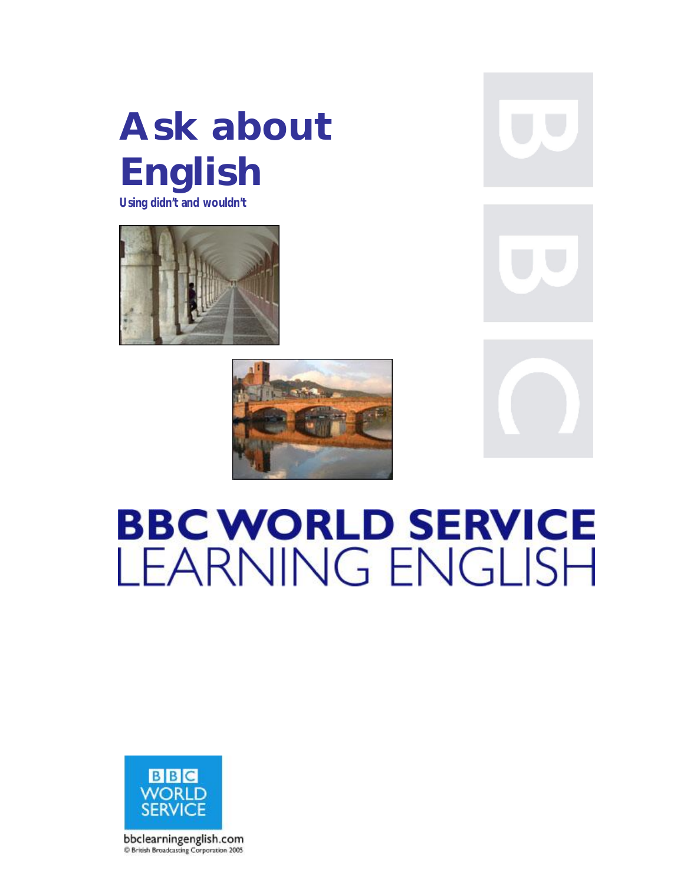# Ask about English

**Using didn't and wouldn't**

# BBC WORLD SERVICE
# LEARNING ENGLISH

BBC WORLD SERVICE

bbclearningenglish.com

© British Broadcasting Corporation 2005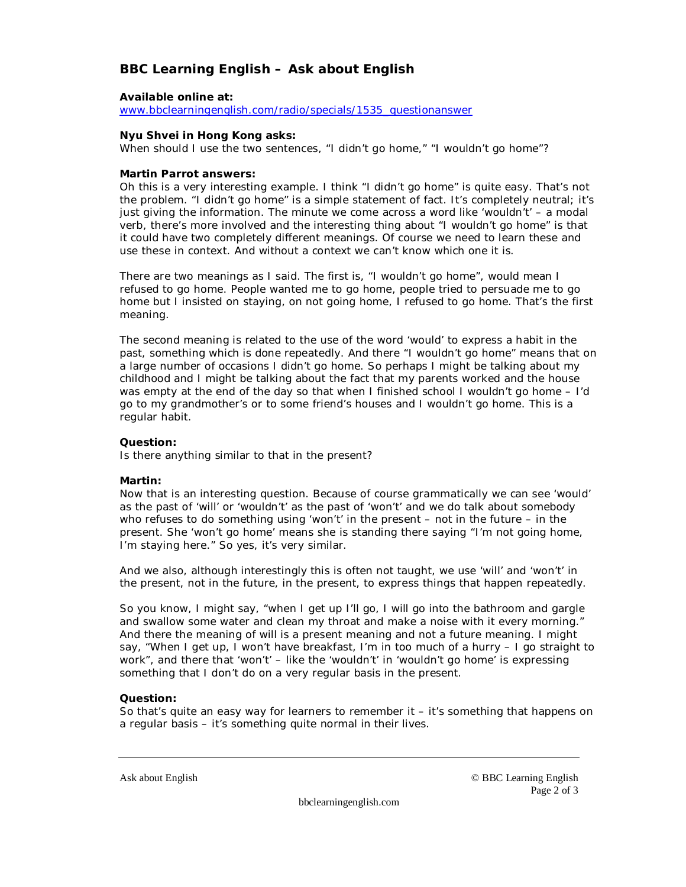## BBC Learning English – Ask about English

**Available online at:**
[www.bbclearningenglish.com/radio/specials/1535_questionanswer](www.bbclearningenglish.com/radio/specials/1535_questionanswer)

**Nyu Shvei in Hong Kong asks:**
When should I use the two sentences, "I didn't go home," "I wouldn't go home"?

**Martin Parrot answers:**
Oh this is a very interesting example. I think "I didn't go home" is quite easy. That's not the problem. "I didn't go home" is a simple statement of fact. It's completely neutral; it's just giving the information. The minute we come across a word like 'wouldn't' – a modal verb, there's more involved and the interesting thing about "I wouldn't go home" is that it could have two completely different meanings. Of course we need to learn these and use these in context. And without a context we can't know which one it is.

There are two meanings as I said. The first is, "I wouldn't go home", would mean I refused to go home. People wanted me to go home, people tried to persuade me to go home but I insisted on staying, on not going home, I refused to go home. That's the first meaning.

The second meaning is related to the use of the word 'would' to express a habit in the past, something which is done repeatedly. And there "I wouldn't go home" means that on a large number of occasions I didn't go home. So perhaps I might be talking about my childhood and I might be talking about the fact that my parents worked and the house was empty at the end of the day so that when I finished school I wouldn't go home – I'd go to my grandmother's or to some friend's houses and I wouldn't go home. This is a regular habit.

**Question:**
Is there anything similar to that in the present?

**Martin:**
Now that is an interesting question. Because of course grammatically we can see 'would' as the past of 'will' or 'wouldn't' as the past of 'won't' and we do talk about somebody who refuses to do something using 'won't' in the present – not in the future – in the present. She 'won't go home' means she is standing there saying "I'm not going home, I'm staying here." So yes, it's very similar.

And we also, although interestingly this is often not taught, we use 'will' and 'won't' in the present, not in the future, in the present, to express things that happen repeatedly.

So you know, I might say, "when I get up I'll go, I will go into the bathroom and gargle and swallow some water and clean my throat and make a noise with it every morning." And there the meaning of will is a present meaning and not a future meaning. I might say, "When I get up, I won't have breakfast, I'm in too much of a hurry – I go straight to work", and there that 'won't' – like the 'wouldn't' in 'wouldn't go home' is expressing something that I don't do on a very regular basis in the present.

**Question:**
So that's quite an easy way for learners to remember it – it's something that happens on a regular basis – it's something quite normal in their lives.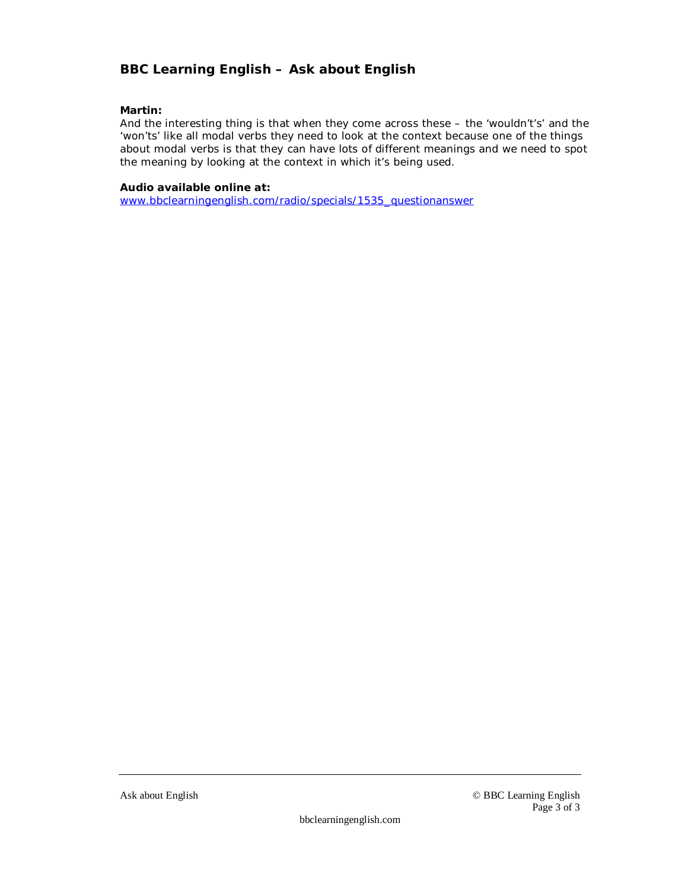**BBC Learning English – Ask about English**

**Martin:**
And the interesting thing is that when they come across these – the 'wouldn't's' and the 'won'ts' like all modal verbs they need to look at the context because one of the things about modal verbs is that they can have lots of different meanings and we need to spot the meaning by looking at the context in which it's being used.

**Audio available online at:**
www.bbclearningenglish.com/radio/specials/1535_questionanswer